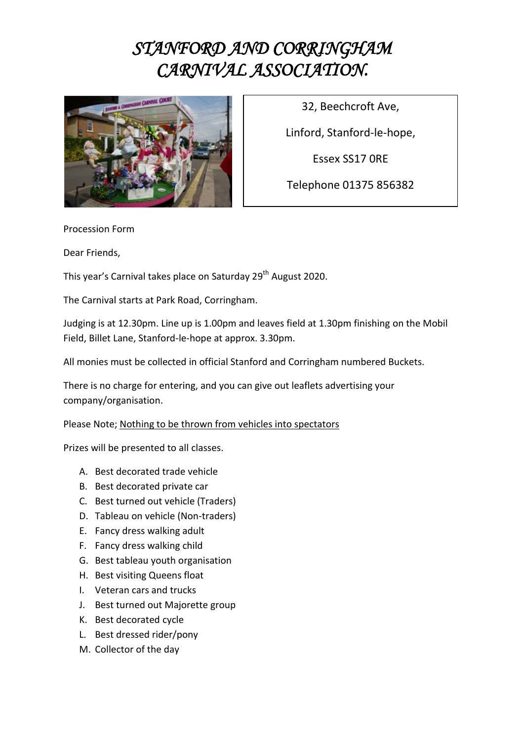# *STANFORD AND CORRINGHAM CARNIVAL ASSOCIATION.*

32, Beechcroft Ave,

Linford, Stanford-le-hope,

Essex SS17 0RE

Telephone 01375 856382

Procession Form

Dear Friends,

This year's Carnival takes place on Saturday 29th August 2020.

The Carnival starts at Park Road, Corringham.

Judging is at 12.30pm. Line up is 1.00pm and leaves field at 1.30pm finishing on the Mobil Field, Billet Lane, Stanford-le-hope at approx. 3.30pm.

All monies must be collected in official Stanford and Corringham numbered Buckets.

There is no charge for entering, and you can give out leaflets advertising your company/organisation.

Please Note; <u>Nothing to be thrown from vehicles into spectators</u>

Prizes will be presented to all classes.

A. Best decorated trade vehicle
B. Best decorated private car
C. Best turned out vehicle (Traders)
D. Tableau on vehicle (Non-traders)
E. Fancy dress walking adult
F. Fancy dress walking child
G. Best tableau youth organisation
H. Best visiting Queens float
I. Veteran cars and trucks
J. Best turned out Majorette group
K. Best decorated cycle
L. Best dressed rider/pony
M. Collector of the day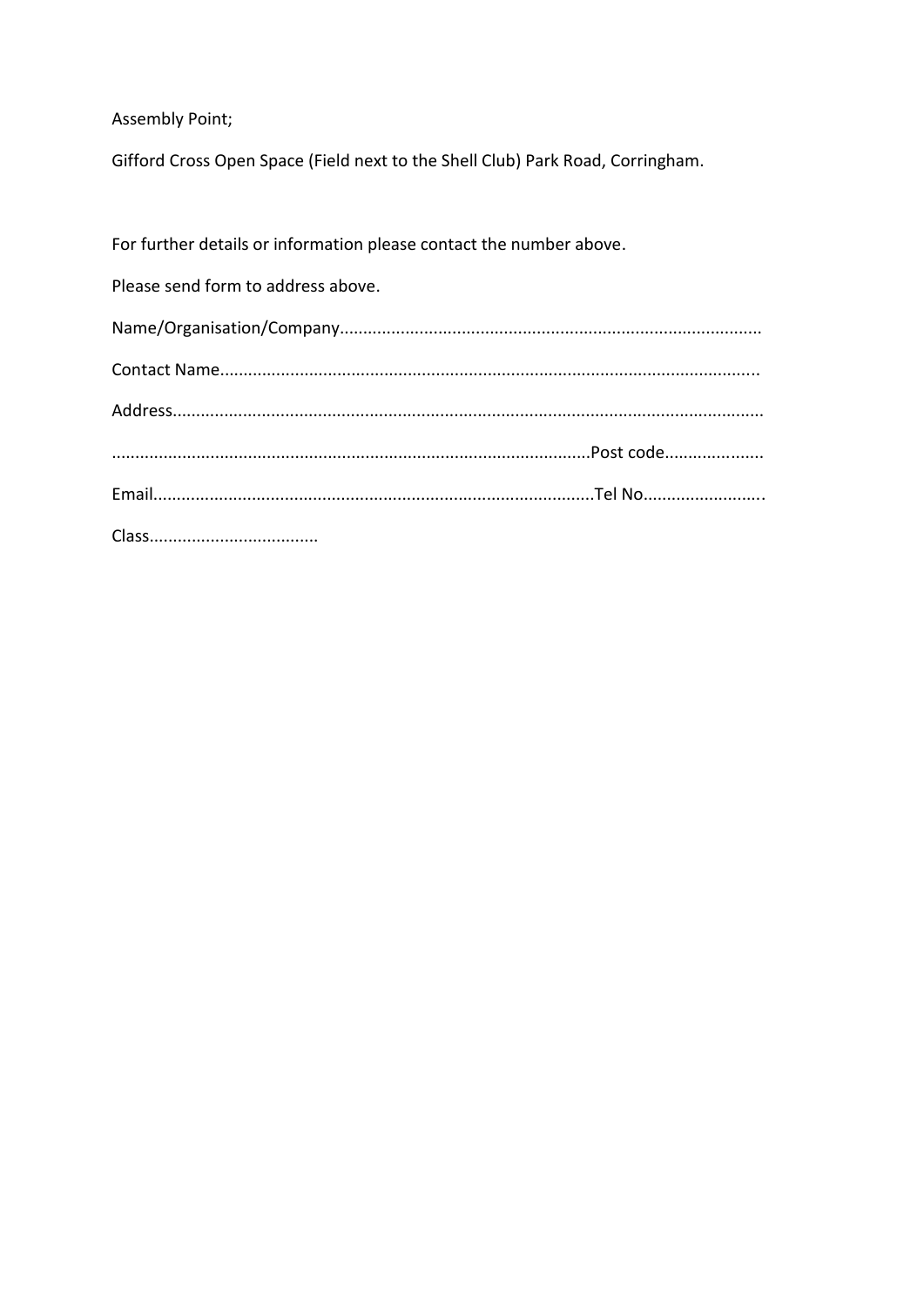Assembly Point;

Gifford Cross Open Space (Field next to the Shell Club) Park Road, Corringham.

For further details or information please contact the number above.

Please send form to address above.

Name/Organisation/Company........................................................................................

Contact Name.................................................................................................................

Address............................................................................................................................

....................................................................................................Post code.....................

Email............................................................................................Tel No.........................

Class...................................